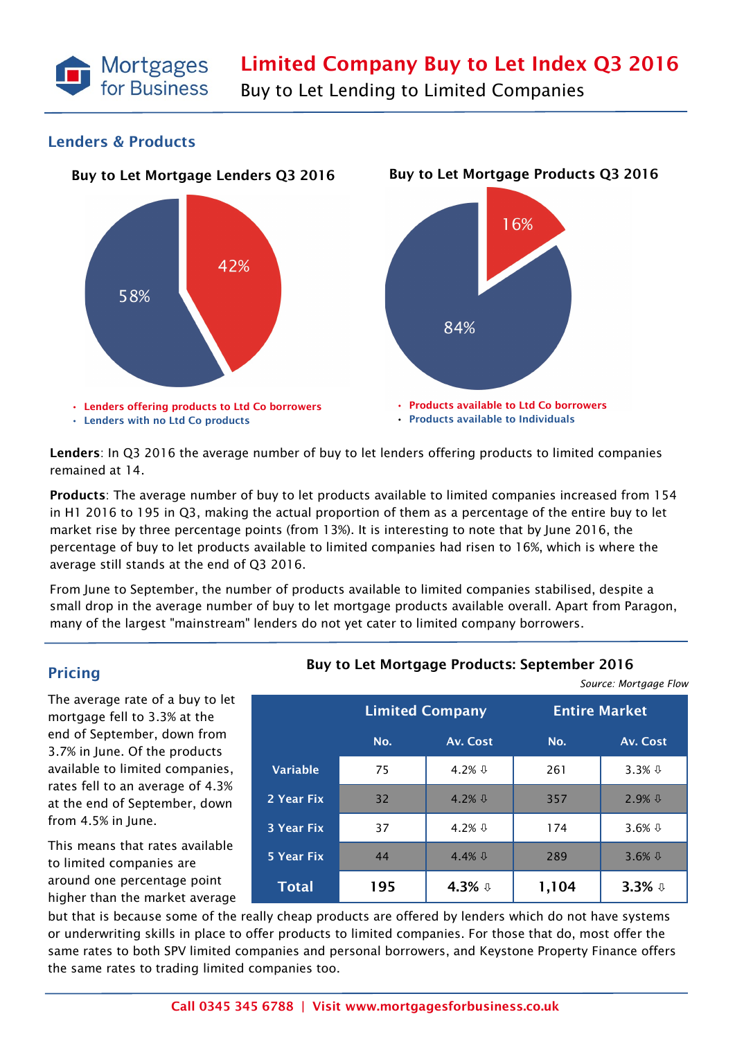# Limited Company Buy to Let Index Q3 2016

Buy to Let Lending to Limited Companies

## Lenders & Products

**Buy to Let Mortgage Lenders Q3 2016**

- 42% — Lenders offering products to Ltd Co borrowers
- 58% — Lenders with no Ltd Co products

**Buy to Let Mortgage Products Q3 2016**

- 16% — Products available to Ltd Co borrowers
- 84% — Products available to Individuals

**Lenders**: In Q3 2016 the average number of buy to let lenders offering products to limited companies remained at 14.

**Products**: The average number of buy to let products available to limited companies increased from 154 in H1 2016 to 195 in Q3, making the actual proportion of them as a percentage of the entire buy to let market rise by three percentage points (from 13%). It is interesting to note that by June 2016, the percentage of buy to let products available to limited companies had risen to 16%, which is where the average still stands at the end of Q3 2016.

From June to September, the number of products available to limited companies stabilised, despite a small drop in the average number of buy to let mortgage products available overall. Apart from Paragon, many of the largest "mainstream" lenders do not yet cater to limited company borrowers.

## Pricing

The average rate of a buy to let mortgage fell to 3.3% at the end of September, down from 3.7% in June. Of the products available to limited companies, rates fell to an average of 4.3% at the end of September, down from 4.5% in June.

This means that rates available to limited companies are around one percentage point higher than the market average but that is because some of the really cheap products are offered by lenders which do not have systems or underwriting skills in place to offer products to limited companies. For those that do, most offer the same rates to both SPV limited companies and personal borrowers, and Keystone Property Finance offers the same rates to trading limited companies too.

**Buy to Let Mortgage Products: September 2016**

*Source: Mortgage Flow*

| | Limited Company | | Entire Market | |
|---|---|---|---|---|
| | No. | Av. Cost | No. | Av. Cost |
| Variable | 75 | 4.2% ⇩ | 261 | 3.3% ⇩ |
| 2 Year Fix | 32 | 4.2% ⇩ | 357 | 2.9% ⇩ |
| 3 Year Fix | 37 | 4.2% ⇩ | 174 | 3.6% ⇩ |
| 5 Year Fix | 44 | 4.4% ⇩ | 289 | 3.6% ⇩ |
| **Total** | **195** | **4.3%** ⇩ | **1,104** | **3.3%** ⇩ |

**Call 0345 345 6788 | Visit www.mortgagesforbusiness.co.uk**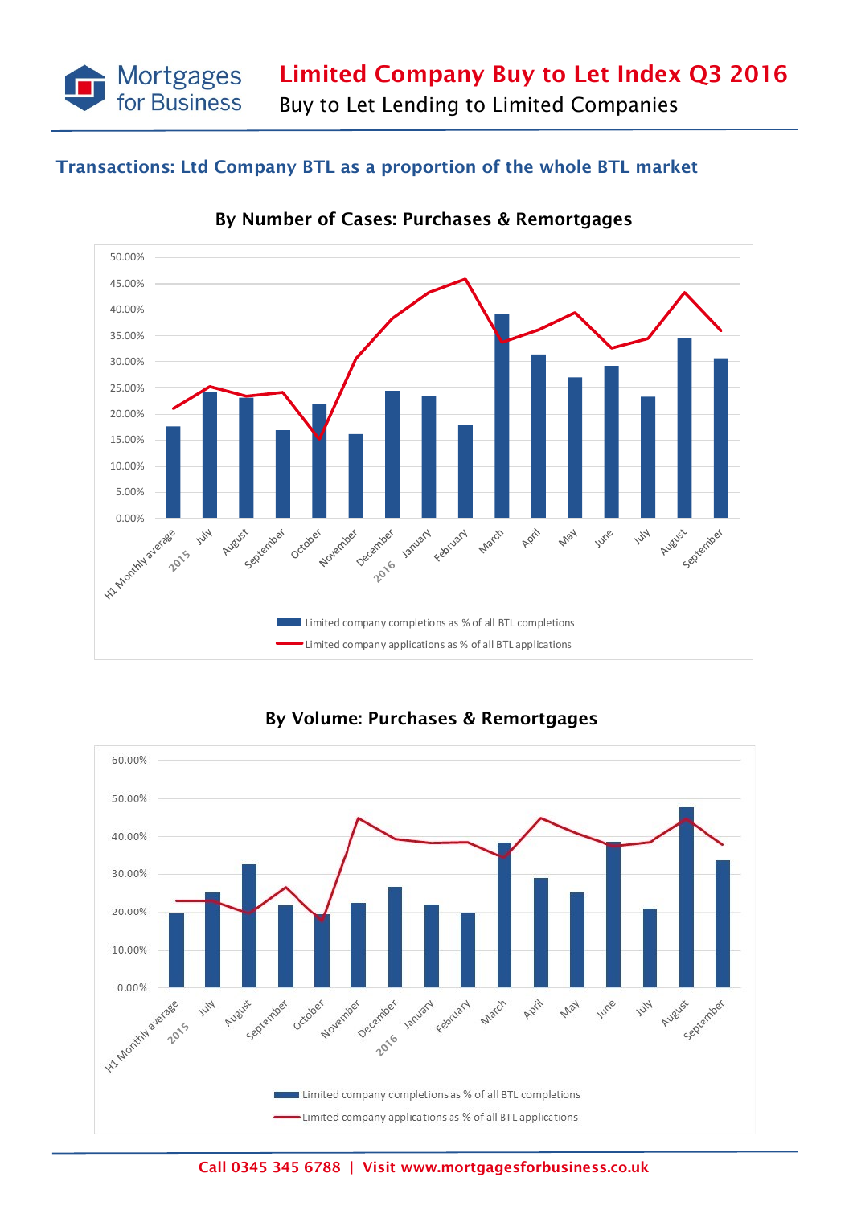# Limited Company Buy to Let Index Q3 2016

Buy to Let Lending to Limited Companies

## Transactions: Ltd Company BTL as a proportion of the whole BTL market

### By Number of Cases: Purchases & Remortgages

- Limited company completions as % of all BTL completions
- Limited company applications as % of all BTL applications

### By Volume: Purchases & Remortgages

- Limited company completions as % of all BTL completions
- Limited company applications as % of all BTL applications

**Call 0345 345 6788 | Visit www.mortgagesforbusiness.co.uk**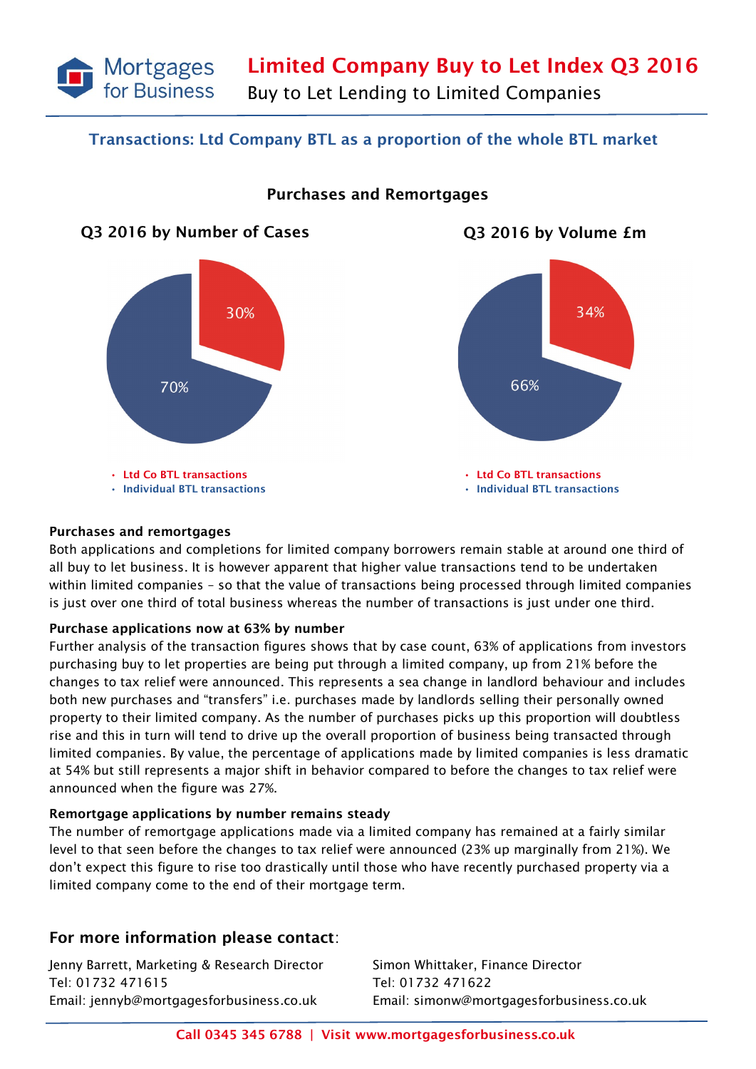# Limited Company Buy to Let Index Q3 2016

Mortgages for Business

Buy to Let Lending to Limited Companies

## Transactions: Ltd Company BTL as a proportion of the whole BTL market

### Purchases and Remortgages

**Q3 2016 by Number of Cases**

30%

70%

- Ltd Co BTL transactions
- Individual BTL transactions

**Q3 2016 by Volume £m**

34%

66%

- Ltd Co BTL transactions
- Individual BTL transactions

**Purchases and remortgages**

Both applications and completions for limited company borrowers remain stable at around one third of all buy to let business. It is however apparent that higher value transactions tend to be undertaken within limited companies – so that the value of transactions being processed through limited companies is just over one third of total business whereas the number of transactions is just under one third.

**Purchase applications now at 63% by number**

Further analysis of the transaction figures shows that by case count, 63% of applications from investors purchasing buy to let properties are being put through a limited company, up from 21% before the changes to tax relief were announced. This represents a sea change in landlord behaviour and includes both new purchases and "transfers" i.e. purchases made by landlords selling their personally owned property to their limited company. As the number of purchases picks up this proportion will doubtless rise and this in turn will tend to drive up the overall proportion of business being transacted through limited companies. By value, the percentage of applications made by limited companies is less dramatic at 54% but still represents a major shift in behavior compared to before the changes to tax relief were announced when the figure was 27%.

**Remortgage applications by number remains steady**

The number of remortgage applications made via a limited company has remained at a fairly similar level to that seen before the changes to tax relief were announced (23% up marginally from 21%). We don't expect this figure to rise too drastically until those who have recently purchased property via a limited company come to the end of their mortgage term.

## For more information please contact:

Jenny Barrett, Marketing & Research Director
Tel: 01732 471615
Email: jennyb@mortgagesforbusiness.co.uk

Simon Whittaker, Finance Director
Tel: 01732 471622
Email: simonw@mortgagesforbusiness.co.uk

**Call 0345 345 6788 | Visit www.mortgagesforbusiness.co.uk**